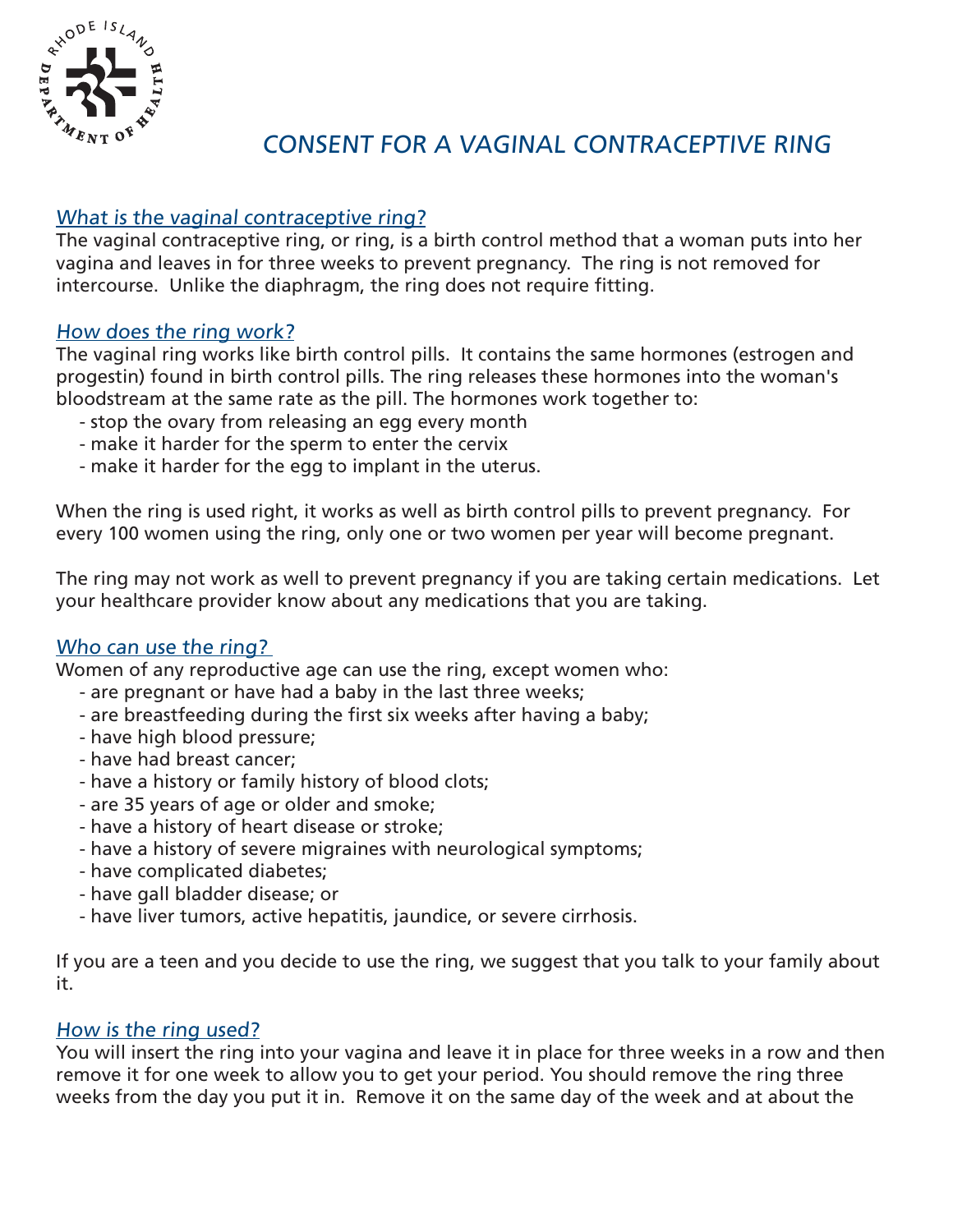# CONSENT FOR A VAGINAL CONTRACEPTIVE RING

## *What is the vaginal contraceptive ring?*

The vaginal contraceptive ring, or ring, is a birth control method that a woman puts into her vagina and leaves in for three weeks to prevent pregnancy. The ring is not removed for intercourse. Unlike the diaphragm, the ring does not require fitting.

## *How does the ring work?*

The vaginal ring works like birth control pills. It contains the same hormones (estrogen and progestin) found in birth control pills. The ring releases these hormones into the woman's bloodstream at the same rate as the pill. The hormones work together to:

- stop the ovary from releasing an egg every month
- make it harder for the sperm to enter the cervix
- make it harder for the egg to implant in the uterus.

When the ring is used right, it works as well as birth control pills to prevent pregnancy. For every 100 women using the ring, only one or two women per year will become pregnant.

The ring may not work as well to prevent pregnancy if you are taking certain medications. Let your healthcare provider know about any medications that you are taking.

## *Who can use the ring?*

Women of any reproductive age can use the ring, except women who:

- are pregnant or have had a baby in the last three weeks;
- are breastfeeding during the first six weeks after having a baby;
- have high blood pressure;
- have had breast cancer;
- have a history or family history of blood clots;
- are 35 years of age or older and smoke;
- have a history of heart disease or stroke;
- have a history of severe migraines with neurological symptoms;
- have complicated diabetes;
- have gall bladder disease; or
- have liver tumors, active hepatitis, jaundice, or severe cirrhosis.

If you are a teen and you decide to use the ring, we suggest that you talk to your family about it.

## *How is the ring used?*

You will insert the ring into your vagina and leave it in place for three weeks in a row and then remove it for one week to allow you to get your period. You should remove the ring three weeks from the day you put it in. Remove it on the same day of the week and at about the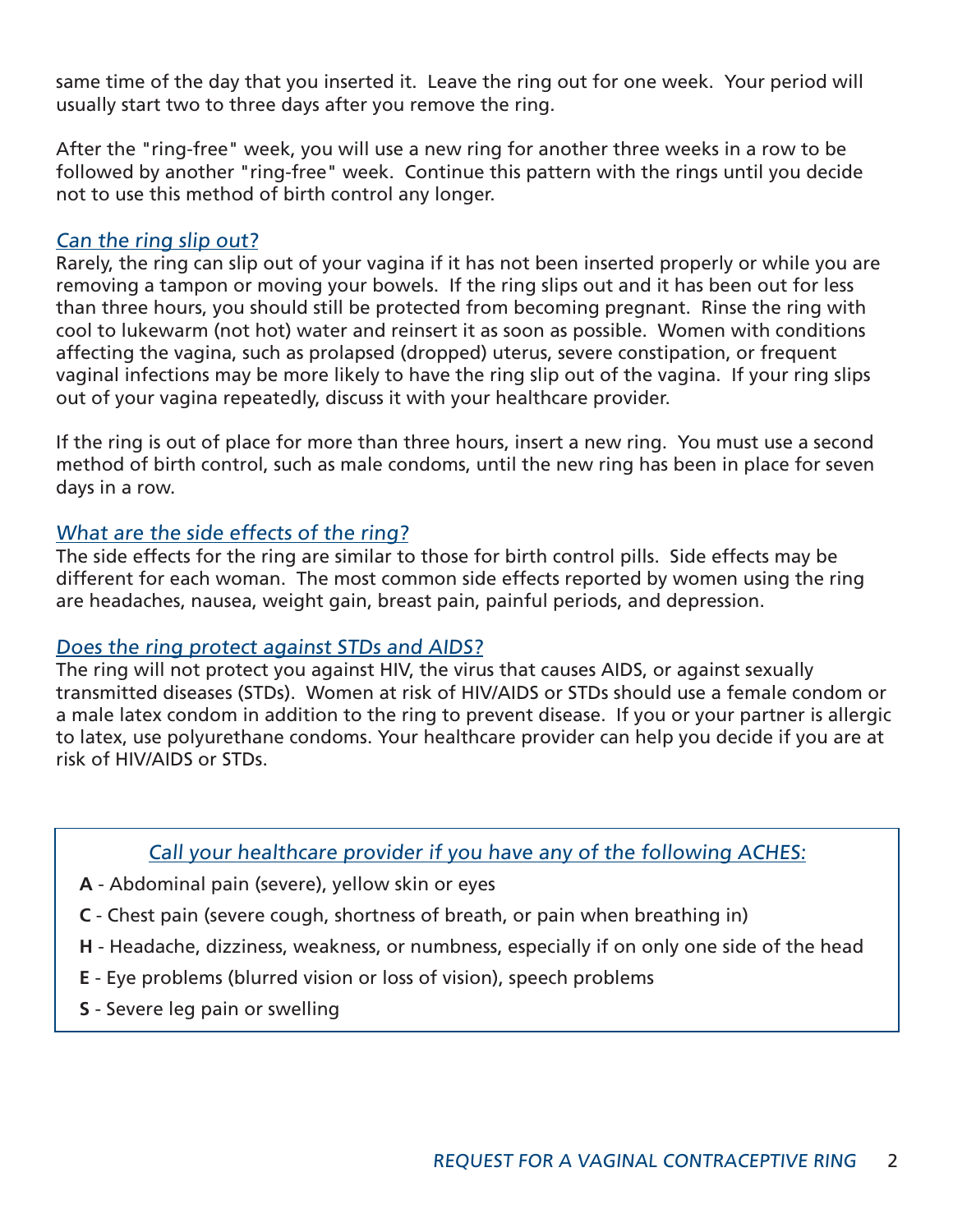same time of the day that you inserted it. Leave the ring out for one week. Your period will usually start two to three days after you remove the ring.

After the "ring-free" week, you will use a new ring for another three weeks in a row to be followed by another "ring-free" week. Continue this pattern with the rings until you decide not to use this method of birth control any longer.

### *Can the ring slip out?*

Rarely, the ring can slip out of your vagina if it has not been inserted properly or while you are removing a tampon or moving your bowels. If the ring slips out and it has been out for less than three hours, you should still be protected from becoming pregnant. Rinse the ring with cool to lukewarm (not hot) water and reinsert it as soon as possible. Women with conditions affecting the vagina, such as prolapsed (dropped) uterus, severe constipation, or frequent vaginal infections may be more likely to have the ring slip out of the vagina. If your ring slips out of your vagina repeatedly, discuss it with your healthcare provider.

If the ring is out of place for more than three hours, insert a new ring. You must use a second method of birth control, such as male condoms, until the new ring has been in place for seven days in a row.

### *What are the side effects of the ring?*

The side effects for the ring are similar to those for birth control pills. Side effects may be different for each woman. The most common side effects reported by women using the ring are headaches, nausea, weight gain, breast pain, painful periods, and depression.

### *Does the ring protect against STDs and AIDS?*

The ring will not protect you against HIV, the virus that causes AIDS, or against sexually transmitted diseases (STDs). Women at risk of HIV/AIDS or STDs should use a female condom or a male latex condom in addition to the ring to prevent disease. If you or your partner is allergic to latex, use polyurethane condoms. Your healthcare provider can help you decide if you are at risk of HIV/AIDS or STDs.

### *Call your healthcare provider if you have any of the following ACHES:*

**A** - Abdominal pain (severe), yellow skin or eyes

**C** - Chest pain (severe cough, shortness of breath, or pain when breathing in)

**H** - Headache, dizziness, weakness, or numbness, especially if on only one side of the head

**E** - Eye problems (blurred vision or loss of vision), speech problems

**S** - Severe leg pain or swelling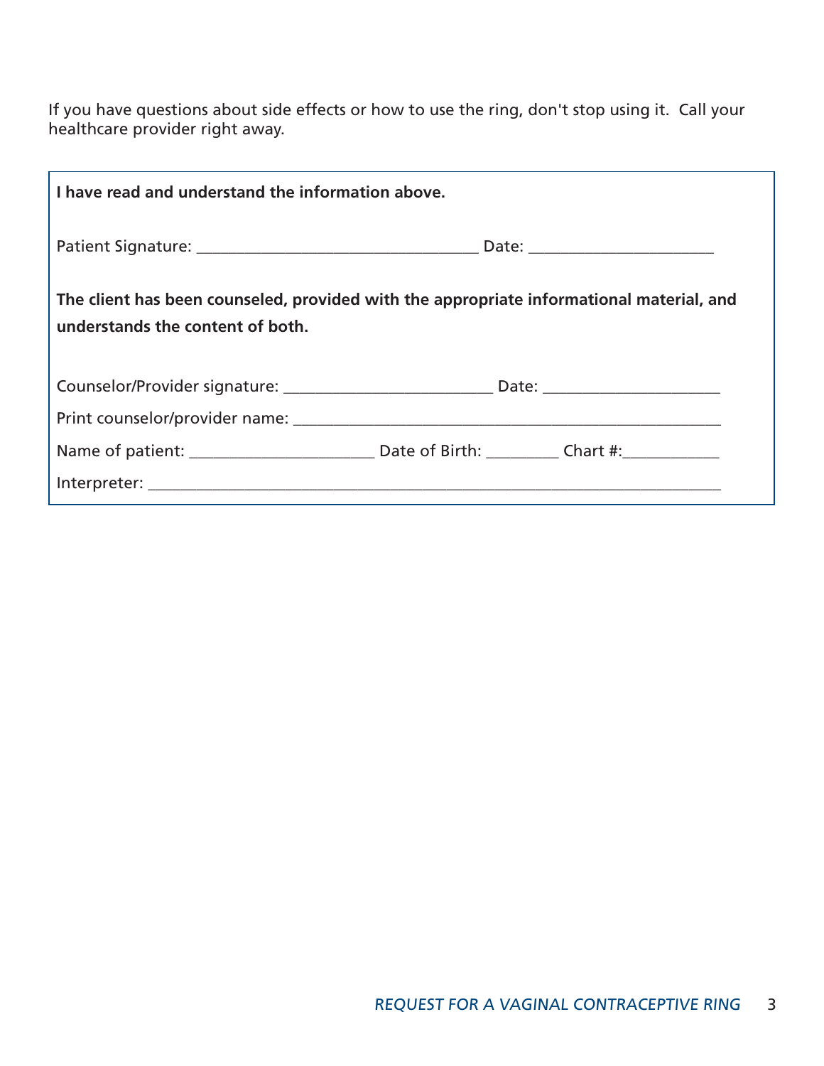If you have questions about side effects or how to use the ring, don't stop using it. Call your healthcare provider right away.

**I have read and understand the information above.**

Patient Signature: ___________________________________ Date: ______________________

**The client has been counseled, provided with the appropriate informational material, and understands the content of both.**

Counselor/Provider signature: _________________________ Date: _____________________

Print counselor/provider name: ____________________________________________________

Name of patient: ______________________ Date of Birth: _________ Chart #:___________

Interpreter: ______________________________________________________________________